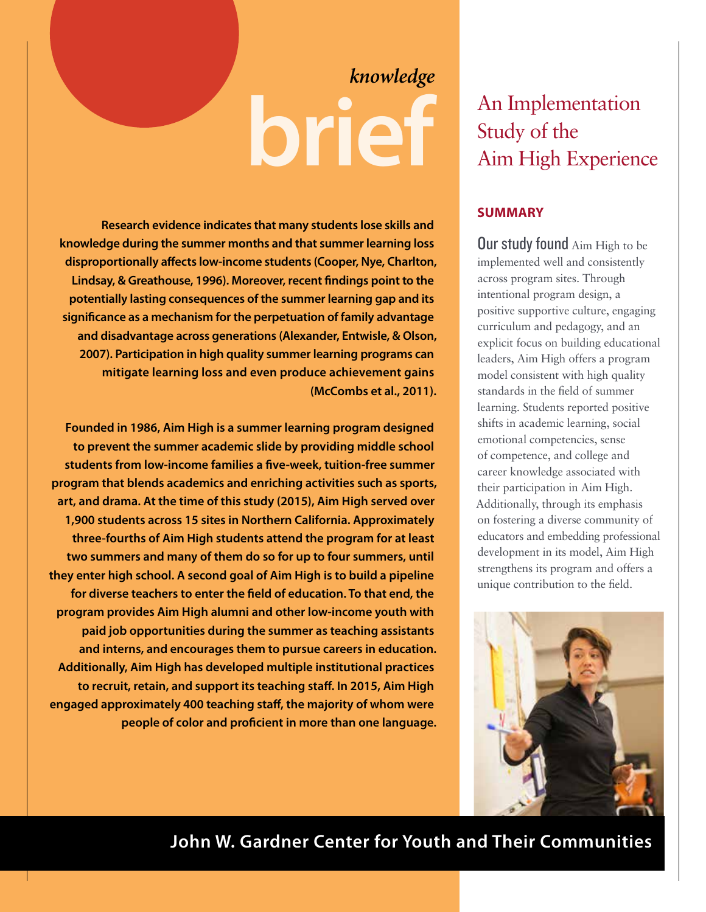*knowledge*

# brief

# An Implementation Study of the Aim High Experience

**Research evidence indicates that many students lose skills and knowledge during the summer months and that summer learning loss disproportionally affects low-income students (Cooper, Nye, Charlton, Lindsay, & Greathouse, 1996). Moreover, recent findings point to the potentially lasting consequences of the summer learning gap and its significance as a mechanism for the perpetuation of family advantage and disadvantage across generations (Alexander, Entwisle, & Olson, 2007). Participation in high quality summer learning programs can mitigate learning loss and even produce achievement gains (McCombs et al., 2011).**

**Founded in 1986, Aim High is a summer learning program designed to prevent the summer academic slide by providing middle school students from low-income families a five-week, tuition-free summer program that blends academics and enriching activities such as sports, art, and drama. At the time of this study (2015), Aim High served over 1,900 students across 15 sites in Northern California. Approximately three-fourths of Aim High students attend the program for at least two summers and many of them do so for up to four summers, until they enter high school. A second goal of Aim High is to build a pipeline for diverse teachers to enter the field of education. To that end, the program provides Aim High alumni and other low-income youth with paid job opportunities during the summer as teaching assistants and interns, and encourages them to pursue careers in education. Additionally, Aim High has developed multiple institutional practices to recruit, retain, and support its teaching staff. In 2015, Aim High engaged approximately 400 teaching staff, the majority of whom were people of color and proficient in more than one language.**

## SUMMARY

Our study found Aim High to be implemented well and consistently across program sites. Through intentional program design, a positive supportive culture, engaging curriculum and pedagogy, and an explicit focus on building educational leaders, Aim High offers a program model consistent with high quality standards in the field of summer learning. Students reported positive shifts in academic learning, social emotional competencies, sense of competence, and college and career knowledge associated with their participation in Aim High. Additionally, through its emphasis on fostering a diverse community of educators and embedding professional development in its model, Aim High strengthens its program and offers a unique contribution to the field.

**John W. Gardner Center for Youth and Their Communities**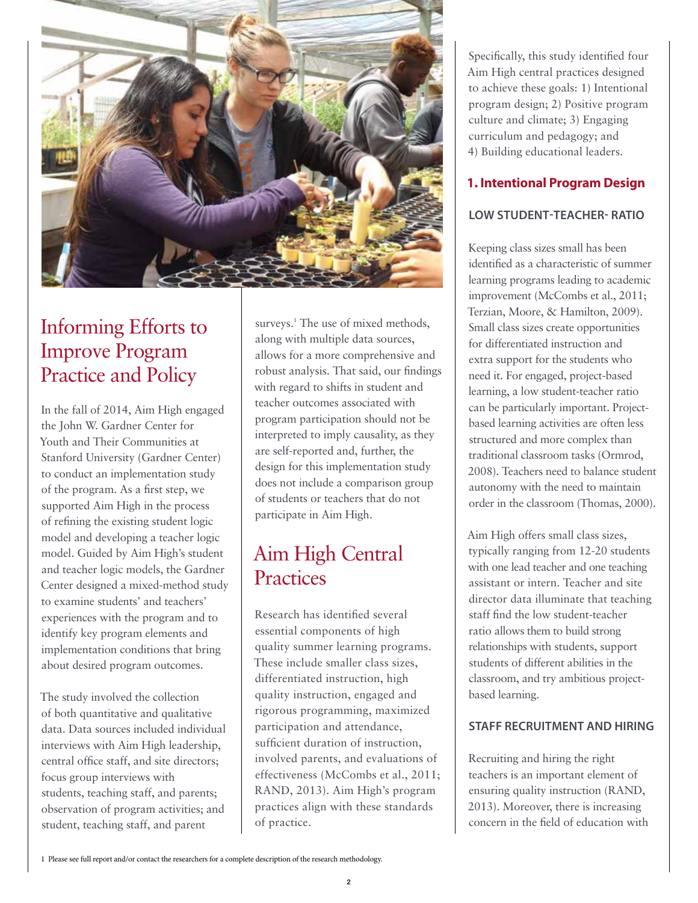## Informing Efforts to Improve Program Practice and Policy

In the fall of 2014, Aim High engaged the John W. Gardner Center for Youth and Their Communities at Stanford University (Gardner Center) to conduct an implementation study of the program. As a first step, we supported Aim High in the process of refining the existing student logic model and developing a teacher logic model. Guided by Aim High's student and teacher logic models, the Gardner Center designed a mixed-method study to examine students' and teachers' experiences with the program and to identify key program elements and implementation conditions that bring about desired program outcomes.

The study involved the collection of both quantitative and qualitative data. Data sources included individual interviews with Aim High leadership, central office staff, and site directors; focus group interviews with students, teaching staff, and parents; observation of program activities; and student, teaching staff, and parent surveys.[1] The use of mixed methods, along with multiple data sources, allows for a more comprehensive and robust analysis. That said, our findings with regard to shifts in student and teacher outcomes associated with program participation should not be interpreted to imply causality, as they are self-reported and, further, the design for this implementation study does not include a comparison group of students or teachers that do not participate in Aim High.

## Aim High Central Practices

Research has identified several essential components of high quality summer learning programs. These include smaller class sizes, differentiated instruction, high quality instruction, engaged and rigorous programming, maximized participation and attendance, sufficient duration of instruction, involved parents, and evaluations of effectiveness (McCombs et al., 2011; RAND, 2013). Aim High's program practices align with these standards of practice.

Specifically, this study identified four Aim High central practices designed to achieve these goals: 1) Intentional program design; 2) Positive program culture and climate; 3) Engaging curriculum and pedagogy; and 4) Building educational leaders.

### 1. Intentional Program Design

#### LOW STUDENT-TEACHER- RATIO

Keeping class sizes small has been identified as a characteristic of summer learning programs leading to academic improvement (McCombs et al., 2011; Terzian, Moore, & Hamilton, 2009). Small class sizes create opportunities for differentiated instruction and extra support for the students who need it. For engaged, project-based learning, a low student-teacher ratio can be particularly important. Project-based learning activities are often less structured and more complex than traditional classroom tasks (Ormrod, 2008). Teachers need to balance student autonomy with the need to maintain order in the classroom (Thomas, 2000).

Aim High offers small class sizes, typically ranging from 12-20 students with one lead teacher and one teaching assistant or intern. Teacher and site director data illuminate that teaching staff find the low student-teacher ratio allows them to build strong relationships with students, support students of different abilities in the classroom, and try ambitious project-based learning.

#### STAFF RECRUITMENT AND HIRING

Recruiting and hiring the right teachers is an important element of ensuring quality instruction (RAND, 2013). Moreover, there is increasing concern in the field of education with

[1] Please see full report and/or contact the researchers for a complete description of the research methodology.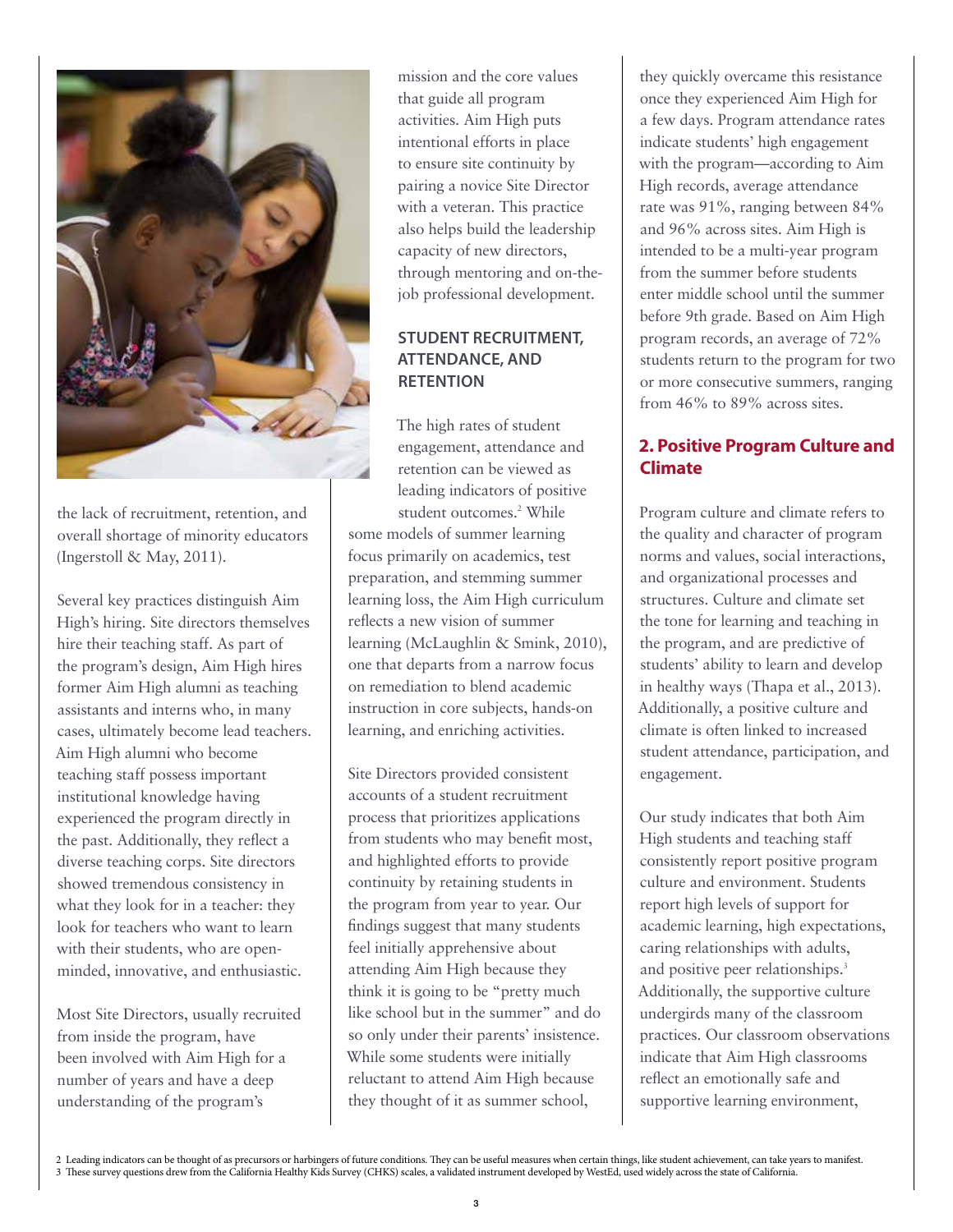the lack of recruitment, retention, and overall shortage of minority educators (Ingerstoll & May, 2011).

Several key practices distinguish Aim High's hiring. Site directors themselves hire their teaching staff. As part of the program's design, Aim High hires former Aim High alumni as teaching assistants and interns who, in many cases, ultimately become lead teachers. Aim High alumni who become teaching staff possess important institutional knowledge having experienced the program directly in the past. Additionally, they reflect a diverse teaching corps. Site directors showed tremendous consistency in what they look for in a teacher: they look for teachers who want to learn with their students, who are open-minded, innovative, and enthusiastic.

Most Site Directors, usually recruited from inside the program, have been involved with Aim High for a number of years and have a deep understanding of the program's mission and the core values that guide all program activities. Aim High puts intentional efforts in place to ensure site continuity by pairing a novice Site Director with a veteran. This practice also helps build the leadership capacity of new directors, through mentoring and on-the-job professional development.

### STUDENT RECRUITMENT, ATTENDANCE, AND RETENTION

The high rates of student engagement, attendance and retention can be viewed as leading indicators of positive student outcomes.[2] While some models of summer learning focus primarily on academics, test preparation, and stemming summer learning loss, the Aim High curriculum reflects a new vision of summer learning (McLaughlin & Smink, 2010), one that departs from a narrow focus on remediation to blend academic instruction in core subjects, hands-on learning, and enriching activities.

Site Directors provided consistent accounts of a student recruitment process that prioritizes applications from students who may benefit most, and highlighted efforts to provide continuity by retaining students in the program from year to year. Our findings suggest that many students feel initially apprehensive about attending Aim High because they think it is going to be "pretty much like school but in the summer" and do so only under their parents' insistence. While some students were initially reluctant to attend Aim High because they thought of it as summer school, they quickly overcame this resistance once they experienced Aim High for a few days. Program attendance rates indicate students' high engagement with the program—according to Aim High records, average attendance rate was 91%, ranging between 84% and 96% across sites. Aim High is intended to be a multi-year program from the summer before students enter middle school until the summer before 9th grade. Based on Aim High program records, an average of 72% students return to the program for two or more consecutive summers, ranging from 46% to 89% across sites.

## 2. Positive Program Culture and Climate

Program culture and climate refers to the quality and character of program norms and values, social interactions, and organizational processes and structures. Culture and climate set the tone for learning and teaching in the program, and are predictive of students' ability to learn and develop in healthy ways (Thapa et al., 2013). Additionally, a positive culture and climate is often linked to increased student attendance, participation, and engagement.

Our study indicates that both Aim High students and teaching staff consistently report positive program culture and environment. Students report high levels of support for academic learning, high expectations, caring relationships with adults, and positive peer relationships.[3] Additionally, the supportive culture undergirds many of the classroom practices. Our classroom observations indicate that Aim High classrooms reflect an emotionally safe and supportive learning environment,

---

2 Leading indicators can be thought of as precursors or harbingers of future conditions. They can be useful measures when certain things, like student achievement, can take years to manifest.
3 These survey questions drew from the California Healthy Kids Survey (CHKS) scales, a validated instrument developed by WestEd, used widely across the state of California.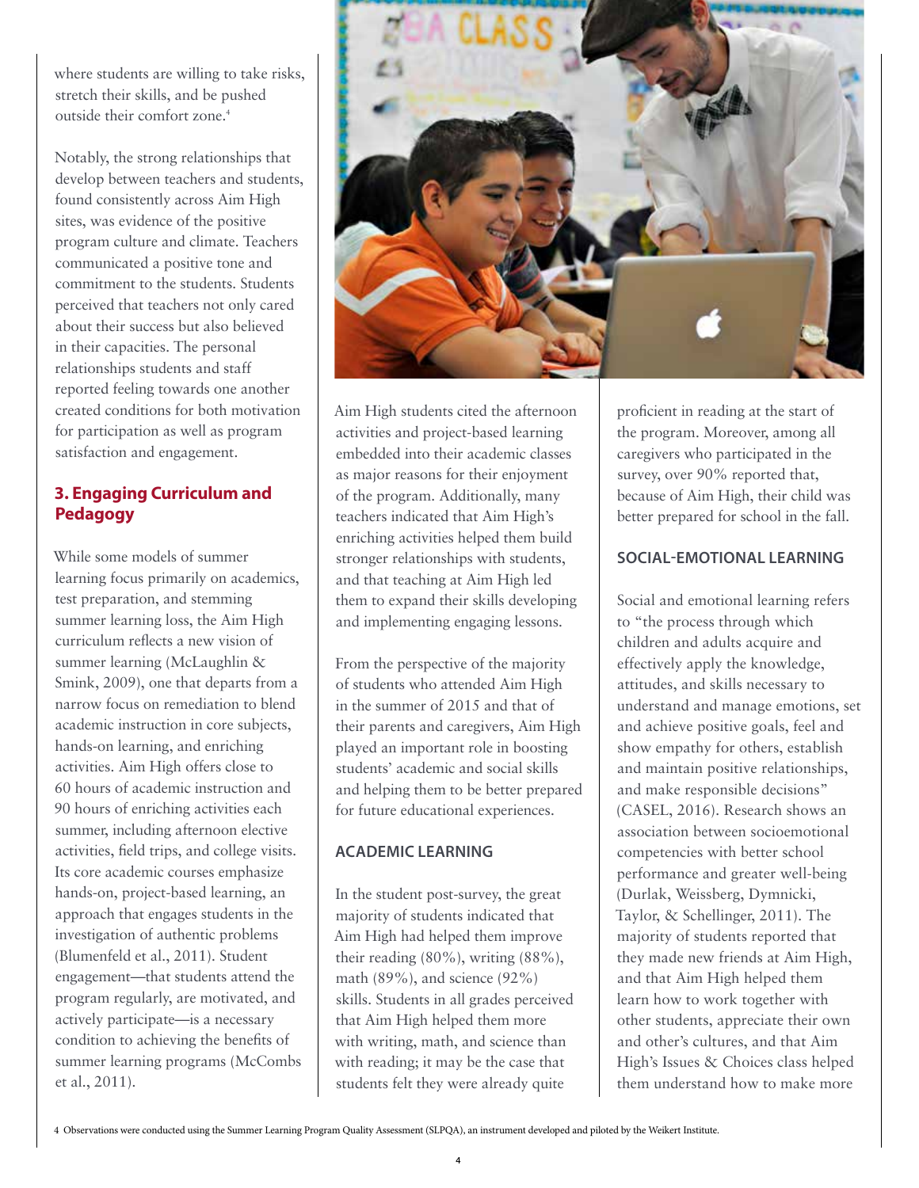where students are willing to take risks, stretch their skills, and be pushed outside their comfort zone.[4]

Notably, the strong relationships that develop between teachers and students, found consistently across Aim High sites, was evidence of the positive program culture and climate. Teachers communicated a positive tone and commitment to the students. Students perceived that teachers not only cared about their success but also believed in their capacities. The personal relationships students and staff reported feeling towards one another created conditions for both motivation for participation as well as program satisfaction and engagement.

### 3. Engaging Curriculum and Pedagogy

While some models of summer learning focus primarily on academics, test preparation, and stemming summer learning loss, the Aim High curriculum reflects a new vision of summer learning (McLaughlin & Smink, 2009), one that departs from a narrow focus on remediation to blend academic instruction in core subjects, hands-on learning, and enriching activities. Aim High offers close to 60 hours of academic instruction and 90 hours of enriching activities each summer, including afternoon elective activities, field trips, and college visits. Its core academic courses emphasize hands-on, project-based learning, an approach that engages students in the investigation of authentic problems (Blumenfeld et al., 2011). Student engagement—that students attend the program regularly, are motivated, and actively participate—is a necessary condition to achieving the benefits of summer learning programs (McCombs et al., 2011).

Aim High students cited the afternoon activities and project-based learning embedded into their academic classes as major reasons for their enjoyment of the program. Additionally, many teachers indicated that Aim High's enriching activities helped them build stronger relationships with students, and that teaching at Aim High led them to expand their skills developing and implementing engaging lessons.

From the perspective of the majority of students who attended Aim High in the summer of 2015 and that of their parents and caregivers, Aim High played an important role in boosting students' academic and social skills and helping them to be better prepared for future educational experiences.

#### ACADEMIC LEARNING

In the student post-survey, the great majority of students indicated that Aim High had helped them improve their reading (80%), writing (88%), math (89%), and science (92%) skills. Students in all grades perceived that Aim High helped them more with writing, math, and science than with reading; it may be the case that students felt they were already quite proficient in reading at the start of the program. Moreover, among all caregivers who participated in the survey, over 90% reported that, because of Aim High, their child was better prepared for school in the fall.

#### SOCIAL-EMOTIONAL LEARNING

Social and emotional learning refers to "the process through which children and adults acquire and effectively apply the knowledge, attitudes, and skills necessary to understand and manage emotions, set and achieve positive goals, feel and show empathy for others, establish and maintain positive relationships, and make responsible decisions" (CASEL, 2016). Research shows an association between socioemotional competencies with better school performance and greater well-being (Durlak, Weissberg, Dymnicki, Taylor, & Schellinger, 2011). The majority of students reported that they made new friends at Aim High, and that Aim High helped them learn how to work together with other students, appreciate their own and other's cultures, and that Aim High's Issues & Choices class helped them understand how to make more

[4] Observations were conducted using the Summer Learning Program Quality Assessment (SLPQA), an instrument developed and piloted by the Weikert Institute.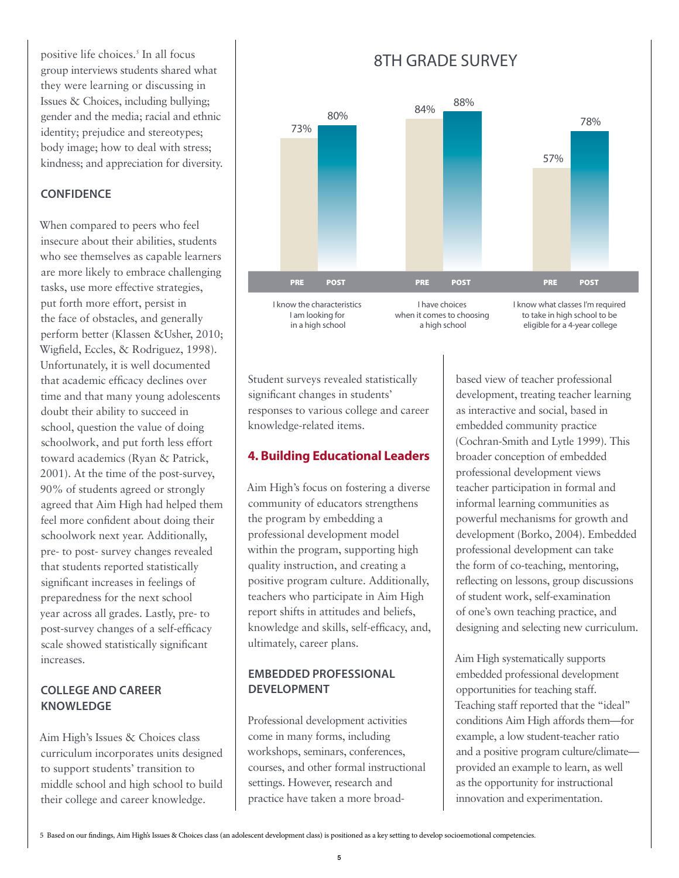positive life choices.[5] In all focus group interviews students shared what they were learning or discussing in Issues & Choices, including bullying; gender and the media; racial and ethnic identity; prejudice and stereotypes; body image; how to deal with stress; kindness; and appreciation for diversity.

### CONFIDENCE

When compared to peers who feel insecure about their abilities, students who see themselves as capable learners are more likely to embrace challenging tasks, use more effective strategies, put forth more effort, persist in the face of obstacles, and generally perform better (Klassen &Usher, 2010; Wigfield, Eccles, & Rodriguez, 1998). Unfortunately, it is well documented that academic efficacy declines over time and that many young adolescents doubt their ability to succeed in school, question the value of doing schoolwork, and put forth less effort toward academics (Ryan & Patrick, 2001). At the time of the post-survey, 90% of students agreed or strongly agreed that Aim High had helped them feel more confident about doing their schoolwork next year. Additionally, pre- to post- survey changes revealed that students reported statistically significant increases in feelings of preparedness for the next school year across all grades. Lastly, pre- to post-survey changes of a self-efficacy scale showed statistically significant increases.

### COLLEGE AND CAREER KNOWLEDGE

Aim High's Issues & Choices class curriculum incorporates units designed to support students' transition to middle school and high school to build their college and career knowledge.

## 8TH GRADE SURVEY

| | PRE | POST |
|---|---|---|
| I know the characteristics I am looking for in a high school | 73% | 80% |
| I have choices when it comes to choosing a high school | 84% | 88% |
| I know what classes I'm required to take in high school to be eligible for a 4-year college | 57% | 78% |

Student surveys revealed statistically significant changes in students' responses to various college and career knowledge-related items.

## 4. Building Educational Leaders

Aim High's focus on fostering a diverse community of educators strengthens the program by embedding a professional development model within the program, supporting high quality instruction, and creating a positive program culture. Additionally, teachers who participate in Aim High report shifts in attitudes and beliefs, knowledge and skills, self-efficacy, and, ultimately, career plans.

### EMBEDDED PROFESSIONAL DEVELOPMENT

Professional development activities come in many forms, including workshops, seminars, conferences, courses, and other formal instructional settings. However, research and practice have taken a more broad-based view of teacher professional development, treating teacher learning as interactive and social, based in embedded community practice (Cochran-Smith and Lytle 1999). This broader conception of embedded professional development views teacher participation in formal and informal learning communities as powerful mechanisms for growth and development (Borko, 2004). Embedded professional development can take the form of co-teaching, mentoring, reflecting on lessons, group discussions of student work, self-examination of one's own teaching practice, and designing and selecting new curriculum.

Aim High systematically supports embedded professional development opportunities for teaching staff. Teaching staff reported that the "ideal" conditions Aim High affords them—for example, a low student-teacher ratio and a positive program culture/climate—provided an example to learn, as well as the opportunity for instructional innovation and experimentation.

[5] Based on our findings, Aim High's Issues & Choices class (an adolescent development class) is positioned as a key setting to develop socioemotional competencies.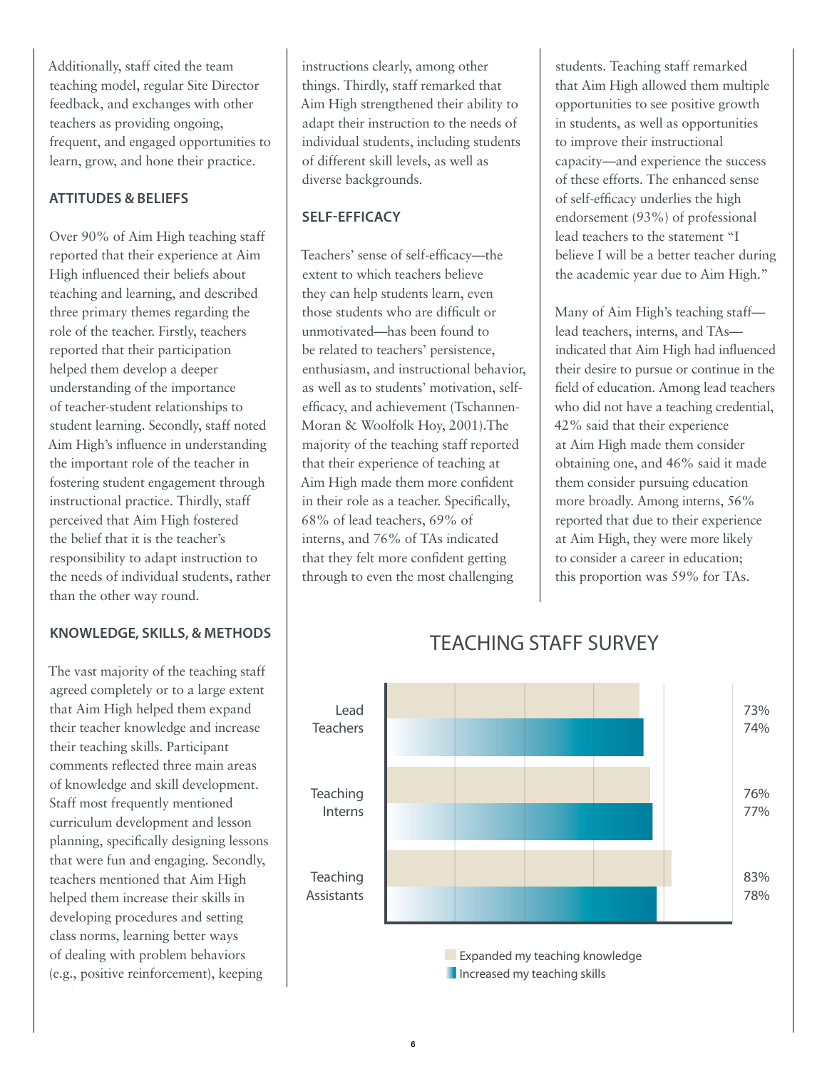Additionally, staff cited the team teaching model, regular Site Director feedback, and exchanges with other teachers as providing ongoing, frequent, and engaged opportunities to learn, grow, and hone their practice.

### ATTITUDES & BELIEFS

Over 90% of Aim High teaching staff reported that their experience at Aim High influenced their beliefs about teaching and learning, and described three primary themes regarding the role of the teacher. Firstly, teachers reported that their participation helped them develop a deeper understanding of the importance of teacher-student relationships to student learning. Secondly, staff noted Aim High's influence in understanding the important role of the teacher in fostering student engagement through instructional practice. Thirdly, staff perceived that Aim High fostered the belief that it is the teacher's responsibility to adapt instruction to the needs of individual students, rather than the other way round.

### KNOWLEDGE, SKILLS, & METHODS

The vast majority of the teaching staff agreed completely or to a large extent that Aim High helped them expand their teacher knowledge and increase their teaching skills. Participant comments reflected three main areas of knowledge and skill development. Staff most frequently mentioned curriculum development and lesson planning, specifically designing lessons that were fun and engaging. Secondly, teachers mentioned that Aim High helped them increase their skills in developing procedures and setting class norms, learning better ways of dealing with problem behaviors (e.g., positive reinforcement), keeping instructions clearly, among other things. Thirdly, staff remarked that Aim High strengthened their ability to adapt their instruction to the needs of individual students, including students of different skill levels, as well as diverse backgrounds.

### SELF-EFFICACY

Teachers' sense of self-efficacy—the extent to which teachers believe they can help students learn, even those students who are difficult or unmotivated—has been found to be related to teachers' persistence, enthusiasm, and instructional behavior, as well as to students' motivation, self-efficacy, and achievement (Tschannen-Moran & Woolfolk Hoy, 2001).The majority of the teaching staff reported that their experience of teaching at Aim High made them more confident in their role as a teacher. Specifically, 68% of lead teachers, 69% of interns, and 76% of TAs indicated that they felt more confident getting through to even the most challenging students. Teaching staff remarked that Aim High allowed them multiple opportunities to see positive growth in students, as well as opportunities to improve their instructional capacity—and experience the success of these efforts. The enhanced sense of self-efficacy underlies the high endorsement (93%) of professional lead teachers to the statement "I believe I will be a better teacher during the academic year due to Aim High."

Many of Aim High's teaching staff—lead teachers, interns, and TAs—indicated that Aim High had influenced their desire to pursue or continue in the field of education. Among lead teachers who did not have a teaching credential, 42% said that their experience at Aim High made them consider obtaining one, and 46% said it made them consider pursuing education more broadly. Among interns, 56% reported that due to their experience at Aim High, they were more likely to consider a career in education; this proportion was 59% for TAs.

## TEACHING STAFF SURVEY

| | Expanded my teaching knowledge | Increased my teaching skills |
|---|---|---|
| Lead Teachers | 73% | 74% |
| Teaching Interns | 76% | 77% |
| Teaching Assistants | 83% | 78% |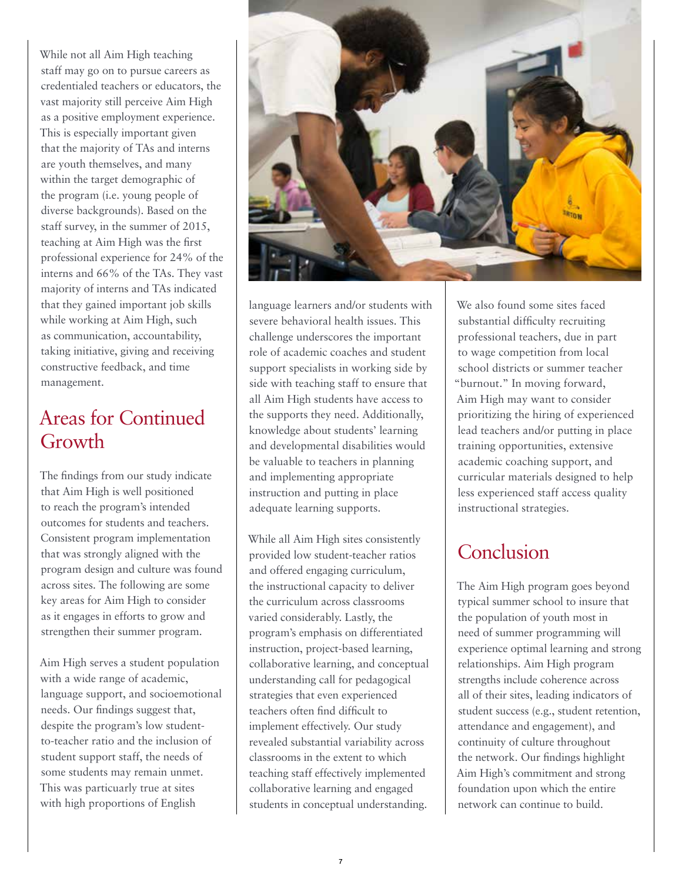While not all Aim High teaching staff may go on to pursue careers as credentialed teachers or educators, the vast majority still perceive Aim High as a positive employment experience. This is especially important given that the majority of TAs and interns are youth themselves, and many within the target demographic of the program (i.e. young people of diverse backgrounds). Based on the staff survey, in the summer of 2015, teaching at Aim High was the first professional experience for 24% of the interns and 66% of the TAs. They vast majority of interns and TAs indicated that they gained important job skills while working at Aim High, such as communication, accountability, taking initiative, giving and receiving constructive feedback, and time management.

## Areas for Continued Growth

The findings from our study indicate that Aim High is well positioned to reach the program's intended outcomes for students and teachers. Consistent program implementation that was strongly aligned with the program design and culture was found across sites. The following are some key areas for Aim High to consider as it engages in efforts to grow and strengthen their summer program.

Aim High serves a student population with a wide range of academic, language support, and socioemotional needs. Our findings suggest that, despite the program's low student-to-teacher ratio and the inclusion of student support staff, the needs of some students may remain unmet. This was particuarly true at sites with high proportions of English language learners and/or students with severe behavioral health issues. This challenge underscores the important role of academic coaches and student support specialists in working side by side with teaching staff to ensure that all Aim High students have access to the supports they need. Additionally, knowledge about students' learning and developmental disabilities would be valuable to teachers in planning and implementing appropriate instruction and putting in place adequate learning supports.

While all Aim High sites consistently provided low student-teacher ratios and offered engaging curriculum, the instructional capacity to deliver the curriculum across classrooms varied considerably. Lastly, the program's emphasis on differentiated instruction, project-based learning, collaborative learning, and conceptual understanding call for pedagogical strategies that even experienced teachers often find difficult to implement effectively. Our study revealed substantial variability across classrooms in the extent to which teaching staff effectively implemented collaborative learning and engaged students in conceptual understanding.

We also found some sites faced substantial difficulty recruiting professional teachers, due in part to wage competition from local school districts or summer teacher "burnout." In moving forward, Aim High may want to consider prioritizing the hiring of experienced lead teachers and/or putting in place training opportunities, extensive academic coaching support, and curricular materials designed to help less experienced staff access quality instructional strategies.

## Conclusion

The Aim High program goes beyond typical summer school to insure that the population of youth most in need of summer programming will experience optimal learning and strong relationships. Aim High program strengths include coherence across all of their sites, leading indicators of student success (e.g., student retention, attendance and engagement), and continuity of culture throughout the network. Our findings highlight Aim High's commitment and strong foundation upon which the entire network can continue to build.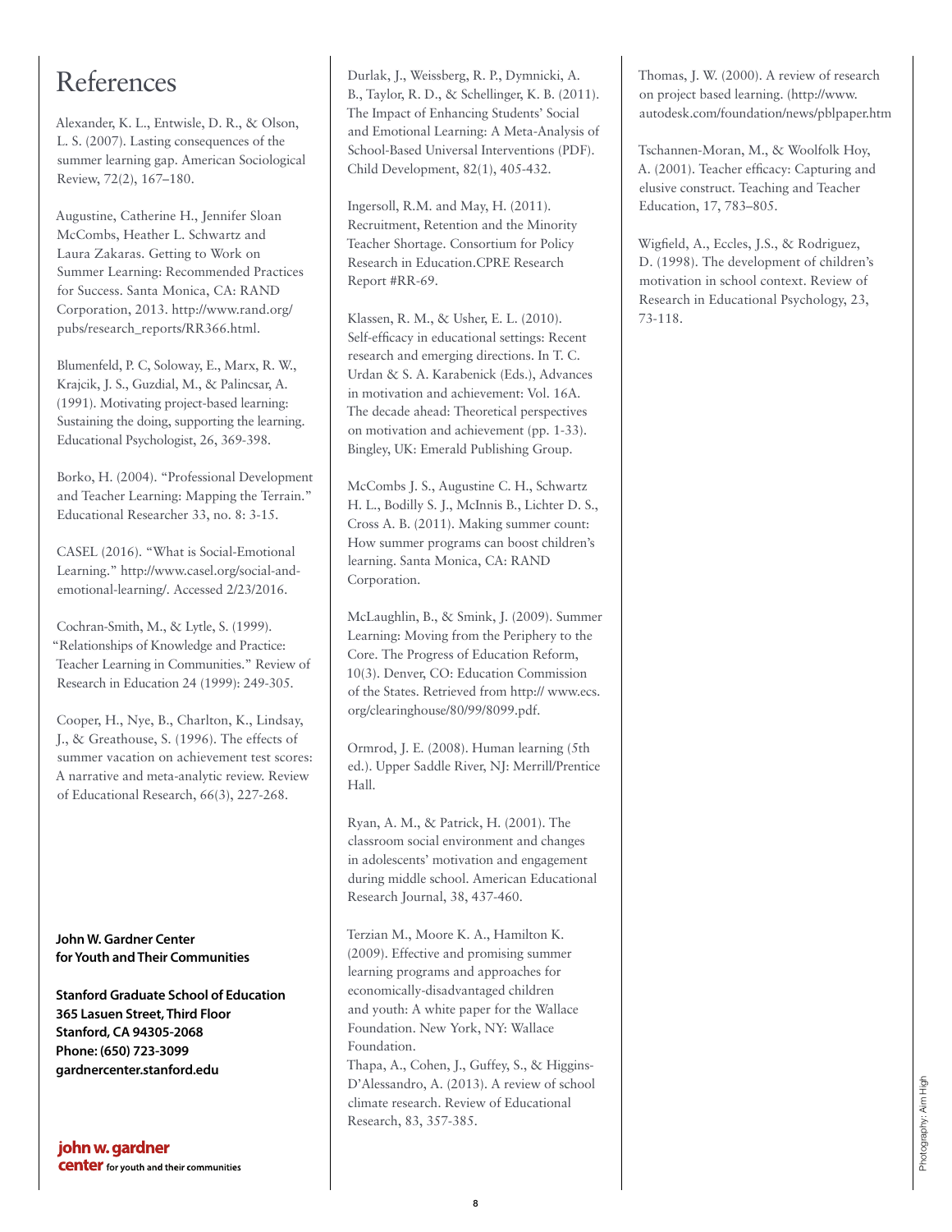# References

Alexander, K. L., Entwisle, D. R., & Olson, L. S. (2007). Lasting consequences of the summer learning gap. American Sociological Review, 72(2), 167–180.

Augustine, Catherine H., Jennifer Sloan McCombs, Heather L. Schwartz and Laura Zakaras. Getting to Work on Summer Learning: Recommended Practices for Success. Santa Monica, CA: RAND Corporation, 2013. http://www.rand.org/pubs/research_reports/RR366.html.

Blumenfeld, P. C, Soloway, E., Marx, R. W., Krajcik, J. S., Guzdial, M., & Palincsar, A. (1991). Motivating project-based learning: Sustaining the doing, supporting the learning. Educational Psychologist, 26, 369-398.

Borko, H. (2004). "Professional Development and Teacher Learning: Mapping the Terrain." Educational Researcher 33, no. 8: 3-15.

CASEL (2016). "What is Social-Emotional Learning." http://www.casel.org/social-and-emotional-learning/. Accessed 2/23/2016.

Cochran-Smith, M., & Lytle, S. (1999). "Relationships of Knowledge and Practice: Teacher Learning in Communities." Review of Research in Education 24 (1999): 249-305.

Cooper, H., Nye, B., Charlton, K., Lindsay, J., & Greathouse, S. (1996). The effects of summer vacation on achievement test scores: A narrative and meta-analytic review. Review of Educational Research, 66(3), 227-268.

Durlak, J., Weissberg, R. P., Dymnicki, A. B., Taylor, R. D., & Schellinger, K. B. (2011). The Impact of Enhancing Students' Social and Emotional Learning: A Meta-Analysis of School-Based Universal Interventions (PDF). Child Development, 82(1), 405-432.

Ingersoll, R.M. and May, H. (2011). Recruitment, Retention and the Minority Teacher Shortage. Consortium for Policy Research in Education.CPRE Research Report #RR-69.

Klassen, R. M., & Usher, E. L. (2010). Self-efficacy in educational settings: Recent research and emerging directions. In T. C. Urdan & S. A. Karabenick (Eds.), Advances in motivation and achievement: Vol. 16A. The decade ahead: Theoretical perspectives on motivation and achievement (pp. 1-33). Bingley, UK: Emerald Publishing Group.

McCombs J. S., Augustine C. H., Schwartz H. L., Bodilly S. J., McInnis B., Lichter D. S., Cross A. B. (2011). Making summer count: How summer programs can boost children's learning. Santa Monica, CA: RAND Corporation.

McLaughlin, B., & Smink, J. (2009). Summer Learning: Moving from the Periphery to the Core. The Progress of Education Reform, 10(3). Denver, CO: Education Commission of the States. Retrieved from http:// www.ecs.org/clearinghouse/80/99/8099.pdf.

Ormrod, J. E. (2008). Human learning (5th ed.). Upper Saddle River, NJ: Merrill/Prentice Hall.

Ryan, A. M., & Patrick, H. (2001). The classroom social environment and changes in adolescents' motivation and engagement during middle school. American Educational Research Journal, 38, 437-460.

Terzian M., Moore K. A., Hamilton K. (2009). Effective and promising summer learning programs and approaches for economically-disadvantaged children and youth: A white paper for the Wallace Foundation. New York, NY: Wallace Foundation.

Thapa, A., Cohen, J., Guffey, S., & Higgins-D'Alessandro, A. (2013). A review of school climate research. Review of Educational Research, 83, 357-385.

Thomas, J. W. (2000). A review of research on project based learning. (http://www.autodesk.com/foundation/news/pblpaper.htm

Tschannen-Moran, M., & Woolfolk Hoy, A. (2001). Teacher efficacy: Capturing and elusive construct. Teaching and Teacher Education, 17, 783–805.

Wigfield, A., Eccles, J.S., & Rodriguez, D. (1998). The development of children's motivation in school context. Review of Research in Educational Psychology, 23, 73-118.

**John W. Gardner Center for Youth and Their Communities**

**Stanford Graduate School of Education**
**365 Lasuen Street, Third Floor**
**Stanford, CA 94305-2068**
**Phone: (650) 723-3099**
**gardnercenter.stanford.edu**

**john w. gardner center** for youth and their communities

Photography: Aim High